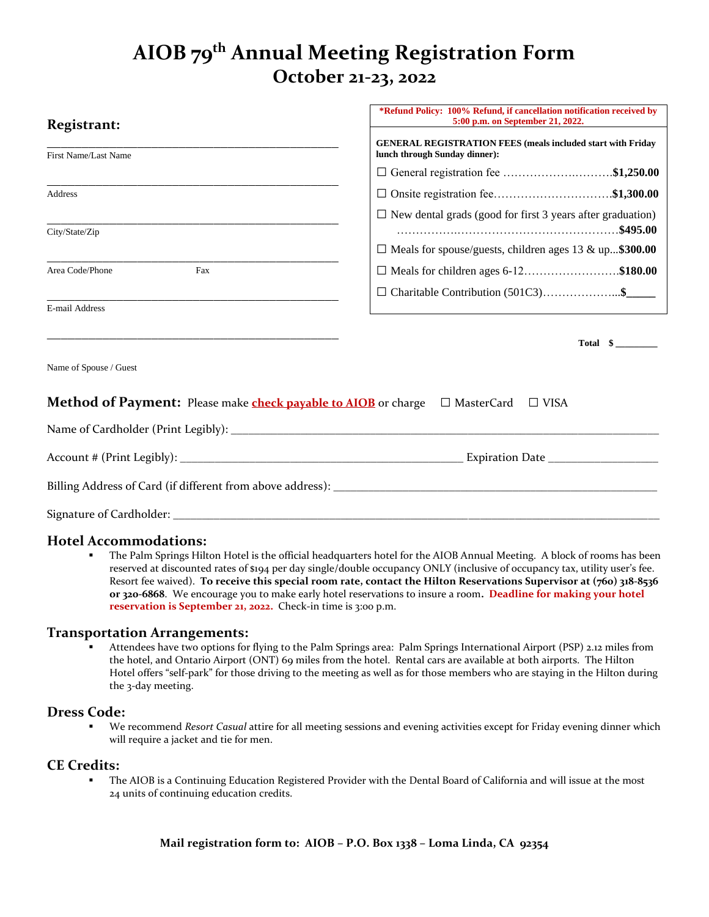# AIOB 79th Annual Meeting Registration Form

## October 21-23, 2022

### Registrant:

\_\_\_\_\_\_\_\_\_\_\_\_\_\_\_\_\_\_\_\_\_\_\_\_\_\_\_\_\_\_\_\_\_\_\_\_\_\_\_\_\_\_\_\_
First Name/Last Name

\_\_\_\_\_\_\_\_\_\_\_\_\_\_\_\_\_\_\_\_\_\_\_\_\_\_\_\_\_\_\_\_\_\_\_\_\_\_\_\_\_\_\_\_
Address

\_\_\_\_\_\_\_\_\_\_\_\_\_\_\_\_\_\_\_\_\_\_\_\_\_\_\_\_\_\_\_\_\_\_\_\_\_\_\_\_\_\_\_\_
City/State/Zip

\_\_\_\_\_\_\_\_\_\_\_\_\_\_\_\_\_\_\_\_\_\_\_\_\_\_\_\_\_\_\_\_\_\_\_\_\_\_\_\_\_\_\_\_
Area Code/Phone Fax

\_\_\_\_\_\_\_\_\_\_\_\_\_\_\_\_\_\_\_\_\_\_\_\_\_\_\_\_\_\_\_\_\_\_\_\_\_\_\_\_\_\_\_\_
E-mail Address

\_\_\_\_\_\_\_\_\_\_\_\_\_\_\_\_\_\_\_\_\_\_\_\_\_\_\_\_\_\_\_\_\_\_\_\_\_\_\_\_\_\_\_\_
Name of Spouse / Guest

**\*Refund Policy: 100% Refund, if cancellation notification received by 5:00 p.m. on September 21, 2022.**

**GENERAL REGISTRATION FEES (meals included start with Friday lunch through Sunday dinner):**

- ☐ General registration fee ……………………….**$1,250.00**
- ☐ Onsite registration fee………………………….**$1,300.00**
- ☐ New dental grads (good for first 3 years after graduation) ……………………………………………….**$495.00**
- ☐ Meals for spouse/guests, children ages 13 & up...**$300.00**
- ☐ Meals for children ages 6-12…………………….**$180.00**
- ☐ Charitable Contribution (501C3)………………...**$\_\_\_\_\_**

**Total $ \_\_\_\_\_\_\_\_**

**Method of Payment:** Please make **check payable to AIOB** or charge ☐ MasterCard ☐ VISA

Name of Cardholder (Print Legibly): \_\_\_\_\_\_\_\_\_\_\_\_\_\_\_\_\_\_\_\_\_\_\_\_\_\_\_\_\_\_\_\_\_\_\_\_\_\_\_\_

Account # (Print Legibly): \_\_\_\_\_\_\_\_\_\_\_\_\_\_\_\_\_\_\_\_\_\_\_\_\_\_\_\_\_\_ Expiration Date \_\_\_\_\_\_\_\_\_\_\_\_

Billing Address of Card (if different from above address): \_\_\_\_\_\_\_\_\_\_\_\_\_\_\_\_\_\_\_\_\_\_\_\_\_\_\_\_\_\_

Signature of Cardholder: \_\_\_\_\_\_\_\_\_\_\_\_\_\_\_\_\_\_\_\_\_\_\_\_\_\_\_\_\_\_\_\_\_\_\_\_\_\_\_\_\_\_\_\_\_\_\_\_

### Hotel Accommodations:

- The Palm Springs Hilton Hotel is the official headquarters hotel for the AIOB Annual Meeting. A block of rooms has been reserved at discounted rates of $194 per day single/double occupancy ONLY (inclusive of occupancy tax, utility user's fee. Resort fee waived). **To receive this special room rate, contact the Hilton Reservations Supervisor at (760) 318-8536 or 320-6868**. We encourage you to make early hotel reservations to insure a room**. Deadline for making your hotel reservation is September 21, 2022.** Check-in time is 3:00 p.m.

### Transportation Arrangements:

- Attendees have two options for flying to the Palm Springs area: Palm Springs International Airport (PSP) 2.12 miles from the hotel, and Ontario Airport (ONT) 69 miles from the hotel. Rental cars are available at both airports. The Hilton Hotel offers "self-park" for those driving to the meeting as well as for those members who are staying in the Hilton during the 3-day meeting.

### Dress Code:

- We recommend *Resort Casual* attire for all meeting sessions and evening activities except for Friday evening dinner which will require a jacket and tie for men.

### CE Credits:

- The AIOB is a Continuing Education Registered Provider with the Dental Board of California and will issue at the most 24 units of continuing education credits.

**Mail registration form to: AIOB – P.O. Box 1338 – Loma Linda, CA 92354**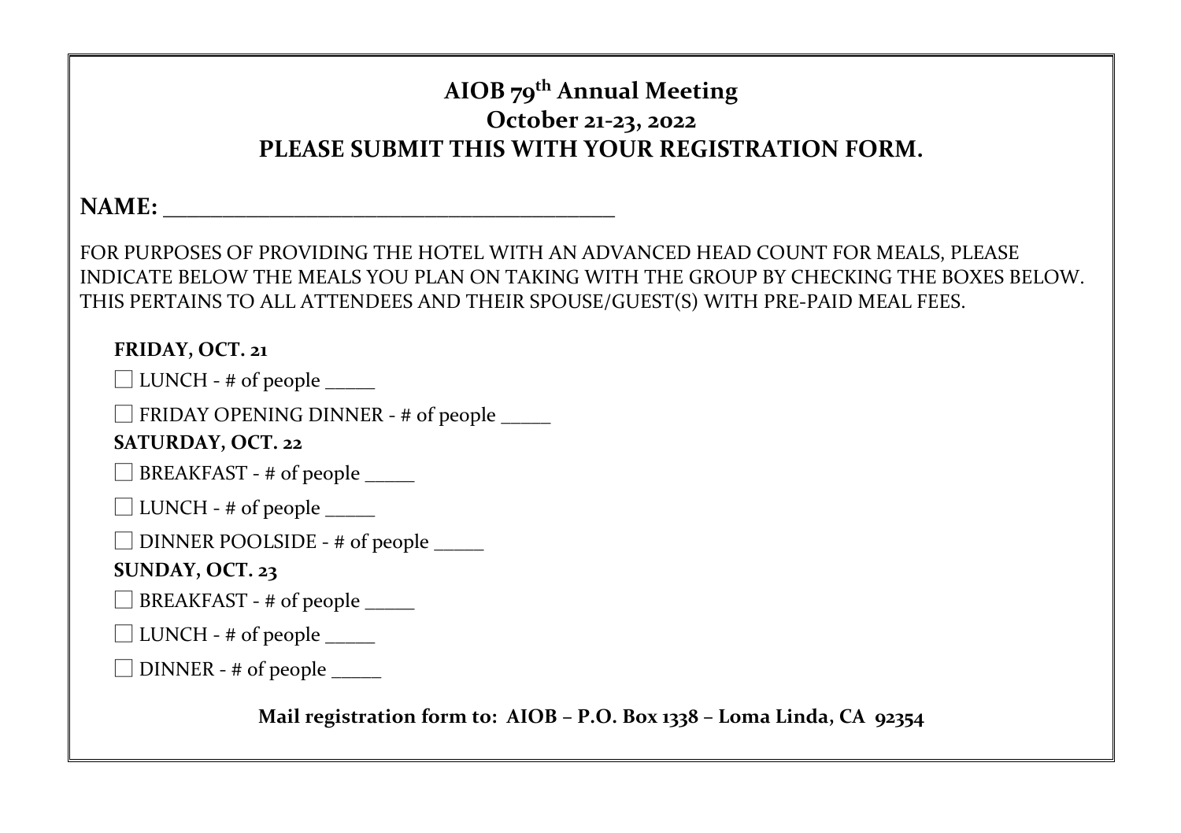# AIOB 79th Annual Meeting

## October 21-23, 2022

## PLEASE SUBMIT THIS WITH YOUR REGISTRATION FORM.

**NAME:** ________________________________________

FOR PURPOSES OF PROVIDING THE HOTEL WITH AN ADVANCED HEAD COUNT FOR MEALS, PLEASE INDICATE BELOW THE MEALS YOU PLAN ON TAKING WITH THE GROUP BY CHECKING THE BOXES BELOW. THIS PERTAINS TO ALL ATTENDEES AND THEIR SPOUSE/GUEST(S) WITH PRE-PAID MEAL FEES.

**FRIDAY, OCT. 21**

- ☐ LUNCH - # of people _____
- ☐ FRIDAY OPENING DINNER - # of people _____

**SATURDAY, OCT. 22**

- ☐ BREAKFAST - # of people _____
- ☐ LUNCH - # of people _____
- ☐ DINNER POOLSIDE - # of people _____

**SUNDAY, OCT. 23**

- ☐ BREAKFAST - # of people _____
- ☐ LUNCH - # of people _____
- ☐ DINNER - # of people _____

**Mail registration form to: AIOB – P.O. Box 1338 – Loma Linda, CA 92354**